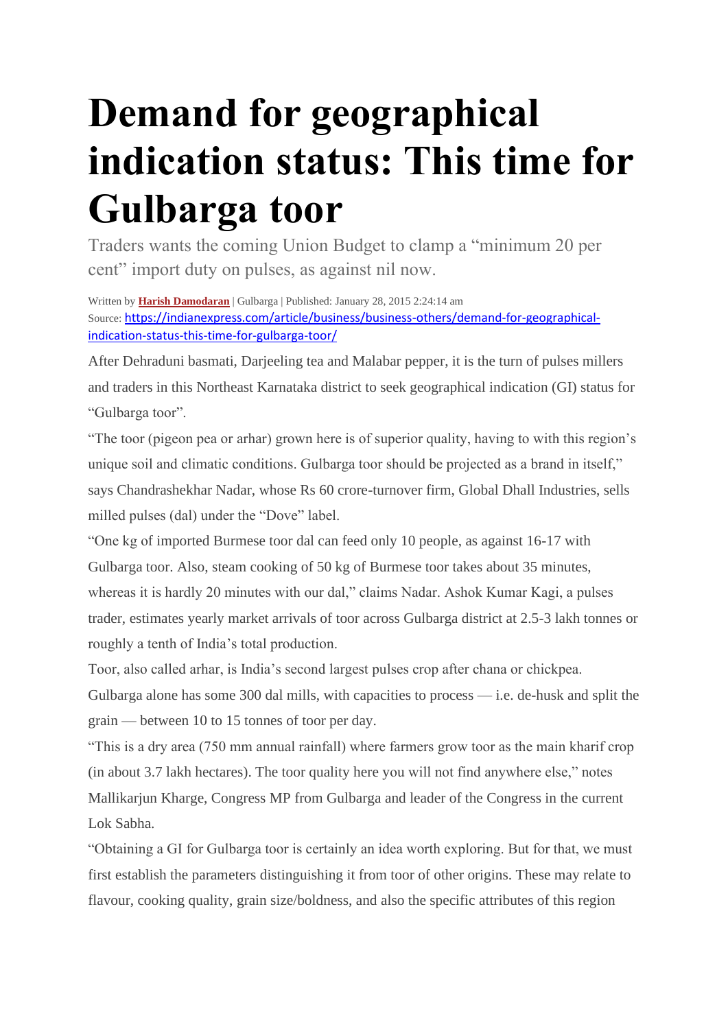# Demand for geographical indication status: This time for Gulbarga toor

Traders wants the coming Union Budget to clamp a "minimum 20 per cent" import duty on pulses, as against nil now.

Written by **Harish Damodaran** | Gulbarga | Published: January 28, 2015 2:24:14 am
Source: https://indianexpress.com/article/business/business-others/demand-for-geographical-indication-status-this-time-for-gulbarga-toor/

After Dehraduni basmati, Darjeeling tea and Malabar pepper, it is the turn of pulses millers and traders in this Northeast Karnataka district to seek geographical indication (GI) status for "Gulbarga toor".

"The toor (pigeon pea or arhar) grown here is of superior quality, having to with this region's unique soil and climatic conditions. Gulbarga toor should be projected as a brand in itself," says Chandrashekhar Nadar, whose Rs 60 crore-turnover firm, Global Dhall Industries, sells milled pulses (dal) under the "Dove" label.

"One kg of imported Burmese toor dal can feed only 10 people, as against 16-17 with Gulbarga toor. Also, steam cooking of 50 kg of Burmese toor takes about 35 minutes, whereas it is hardly 20 minutes with our dal," claims Nadar. Ashok Kumar Kagi, a pulses trader, estimates yearly market arrivals of toor across Gulbarga district at 2.5-3 lakh tonnes or roughly a tenth of India's total production.

Toor, also called arhar, is India's second largest pulses crop after chana or chickpea. Gulbarga alone has some 300 dal mills, with capacities to process — i.e. de-husk and split the grain — between 10 to 15 tonnes of toor per day.

"This is a dry area (750 mm annual rainfall) where farmers grow toor as the main kharif crop (in about 3.7 lakh hectares). The toor quality here you will not find anywhere else," notes Mallikarjun Kharge, Congress MP from Gulbarga and leader of the Congress in the current Lok Sabha.

"Obtaining a GI for Gulbarga toor is certainly an idea worth exploring. But for that, we must first establish the parameters distinguishing it from toor of other origins. These may relate to flavour, cooking quality, grain size/boldness, and also the specific attributes of this region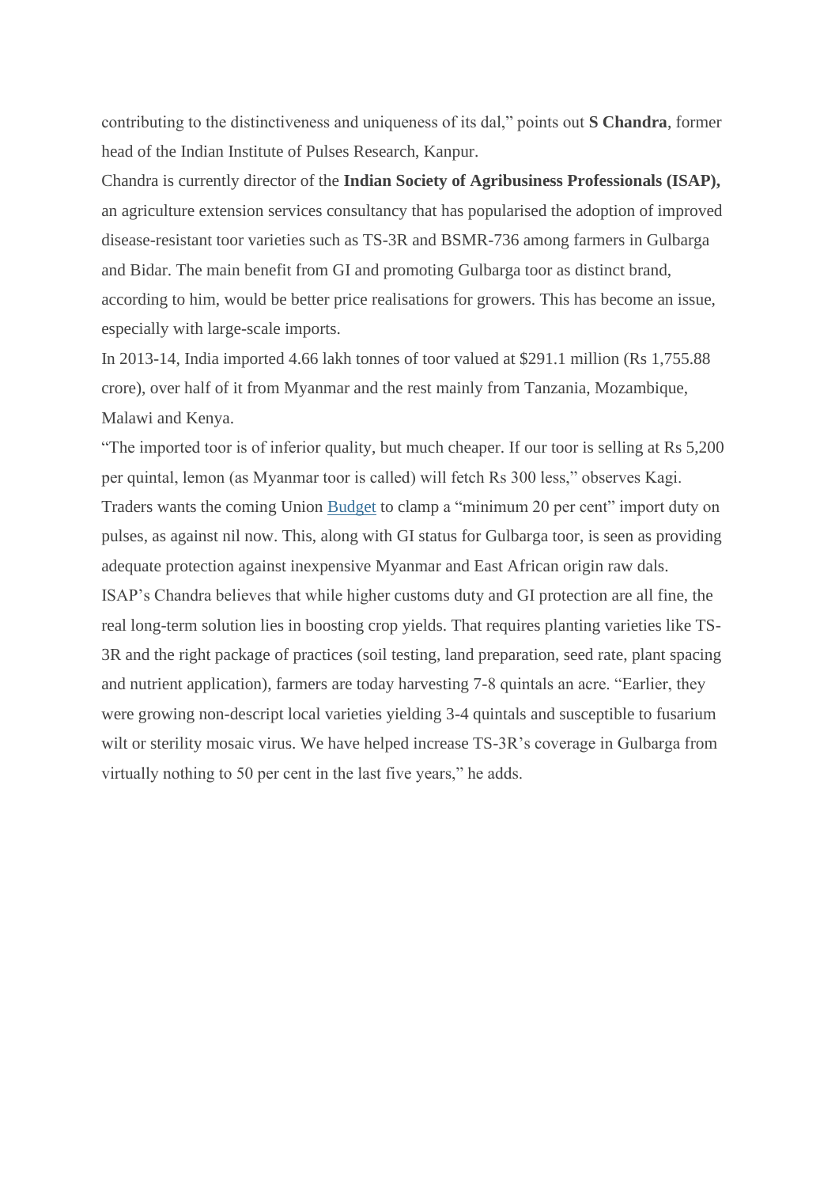contributing to the distinctiveness and uniqueness of its dal," points out **S Chandra**, former head of the Indian Institute of Pulses Research, Kanpur.

Chandra is currently director of the **Indian Society of Agribusiness Professionals (ISAP),** an agriculture extension services consultancy that has popularised the adoption of improved disease-resistant toor varieties such as TS-3R and BSMR-736 among farmers in Gulbarga and Bidar. The main benefit from GI and promoting Gulbarga toor as distinct brand, according to him, would be better price realisations for growers. This has become an issue, especially with large-scale imports.

In 2013-14, India imported 4.66 lakh tonnes of toor valued at $291.1 million (Rs 1,755.88 crore), over half of it from Myanmar and the rest mainly from Tanzania, Mozambique, Malawi and Kenya.

"The imported toor is of inferior quality, but much cheaper. If our toor is selling at Rs 5,200 per quintal, lemon (as Myanmar toor is called) will fetch Rs 300 less," observes Kagi.

Traders wants the coming Union Budget to clamp a "minimum 20 per cent" import duty on pulses, as against nil now. This, along with GI status for Gulbarga toor, is seen as providing adequate protection against inexpensive Myanmar and East African origin raw dals.

ISAP's Chandra believes that while higher customs duty and GI protection are all fine, the real long-term solution lies in boosting crop yields. That requires planting varieties like TS-3R and the right package of practices (soil testing, land preparation, seed rate, plant spacing and nutrient application), farmers are today harvesting 7-8 quintals an acre. "Earlier, they were growing non-descript local varieties yielding 3-4 quintals and susceptible to fusarium wilt or sterility mosaic virus. We have helped increase TS-3R's coverage in Gulbarga from virtually nothing to 50 per cent in the last five years," he adds.